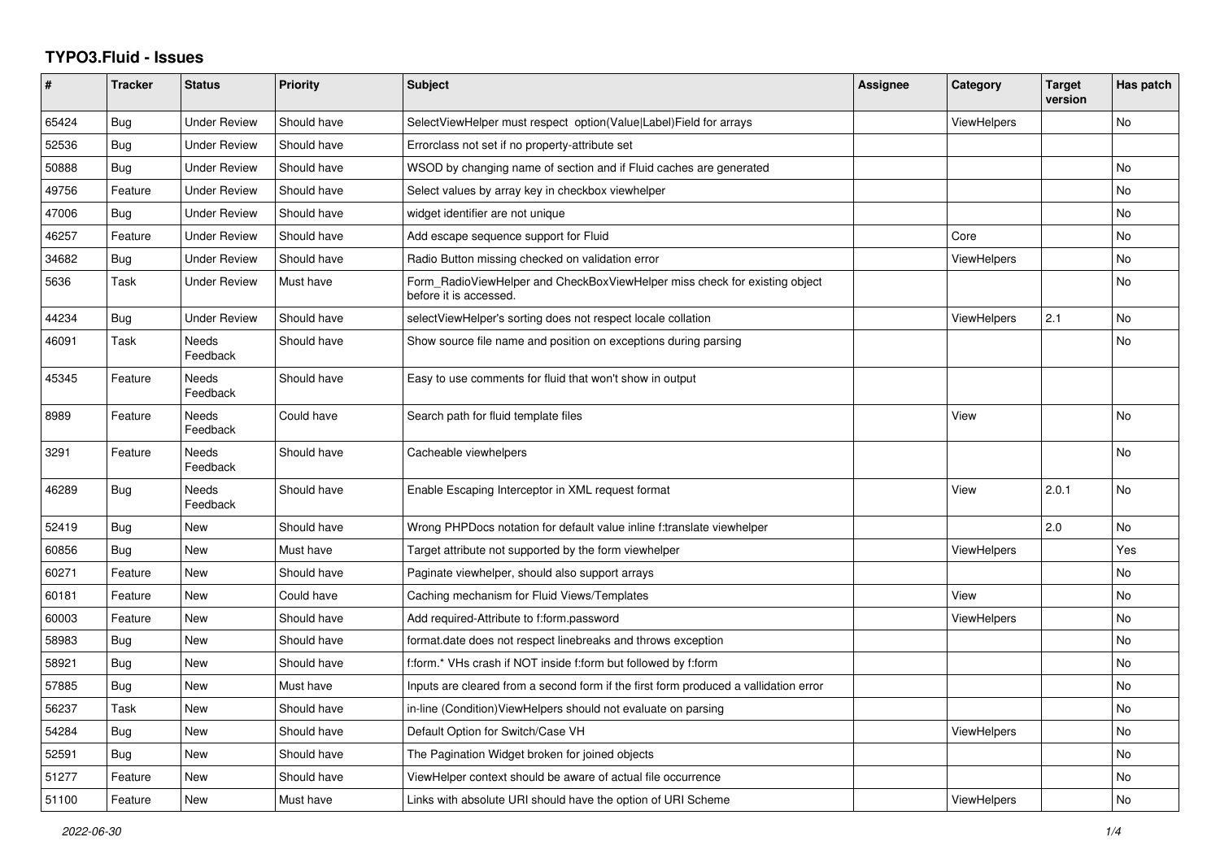# TYPO3.Fluid - Issues

| # | Tracker | Status | Priority | Subject | Assignee | Category | Target version | Has patch |
|---|---|---|---|---|---|---|---|---|
| 65424 | Bug | Under Review | Should have | SelectViewHelper must respect option(Value\|Label)Field for arrays | | ViewHelpers | | No |
| 52536 | Bug | Under Review | Should have | Errorclass not set if no property-attribute set | | | | |
| 50888 | Bug | Under Review | Should have | WSOD by changing name of section and if Fluid caches are generated | | | | No |
| 49756 | Feature | Under Review | Should have | Select values by array key in checkbox viewhelper | | | | No |
| 47006 | Bug | Under Review | Should have | widget identifier are not unique | | | | No |
| 46257 | Feature | Under Review | Should have | Add escape sequence support for Fluid | | Core | | No |
| 34682 | Bug | Under Review | Should have | Radio Button missing checked on validation error | | ViewHelpers | | No |
| 5636 | Task | Under Review | Must have | Form_RadioViewHelper and CheckBoxViewHelper miss check for existing object before it is accessed. | | | | No |
| 44234 | Bug | Under Review | Should have | selectViewHelper's sorting does not respect locale collation | | ViewHelpers | 2.1 | No |
| 46091 | Task | Needs Feedback | Should have | Show source file name and position on exceptions during parsing | | | | No |
| 45345 | Feature | Needs Feedback | Should have | Easy to use comments for fluid that won't show in output | | | | |
| 8989 | Feature | Needs Feedback | Could have | Search path for fluid template files | | View | | No |
| 3291 | Feature | Needs Feedback | Should have | Cacheable viewhelpers | | | | No |
| 46289 | Bug | Needs Feedback | Should have | Enable Escaping Interceptor in XML request format | | View | 2.0.1 | No |
| 52419 | Bug | New | Should have | Wrong PHPDocs notation for default value inline f:translate viewhelper | | | 2.0 | No |
| 60856 | Bug | New | Must have | Target attribute not supported by the form viewhelper | | ViewHelpers | | Yes |
| 60271 | Feature | New | Should have | Paginate viewhelper, should also support arrays | | | | No |
| 60181 | Feature | New | Could have | Caching mechanism for Fluid Views/Templates | | View | | No |
| 60003 | Feature | New | Should have | Add required-Attribute to f:form.password | | ViewHelpers | | No |
| 58983 | Bug | New | Should have | format.date does not respect linebreaks and throws exception | | | | No |
| 58921 | Bug | New | Should have | f:form.* VHs crash if NOT inside f:form but followed by f:form | | | | No |
| 57885 | Bug | New | Must have | Inputs are cleared from a second form if the first form produced a vallidation error | | | | No |
| 56237 | Task | New | Should have | in-line (Condition)ViewHelpers should not evaluate on parsing | | | | No |
| 54284 | Bug | New | Should have | Default Option for Switch/Case VH | | ViewHelpers | | No |
| 52591 | Bug | New | Should have | The Pagination Widget broken for joined objects | | | | No |
| 51277 | Feature | New | Should have | ViewHelper context should be aware of actual file occurrence | | | | No |
| 51100 | Feature | New | Must have | Links with absolute URI should have the option of URI Scheme | | ViewHelpers | | No |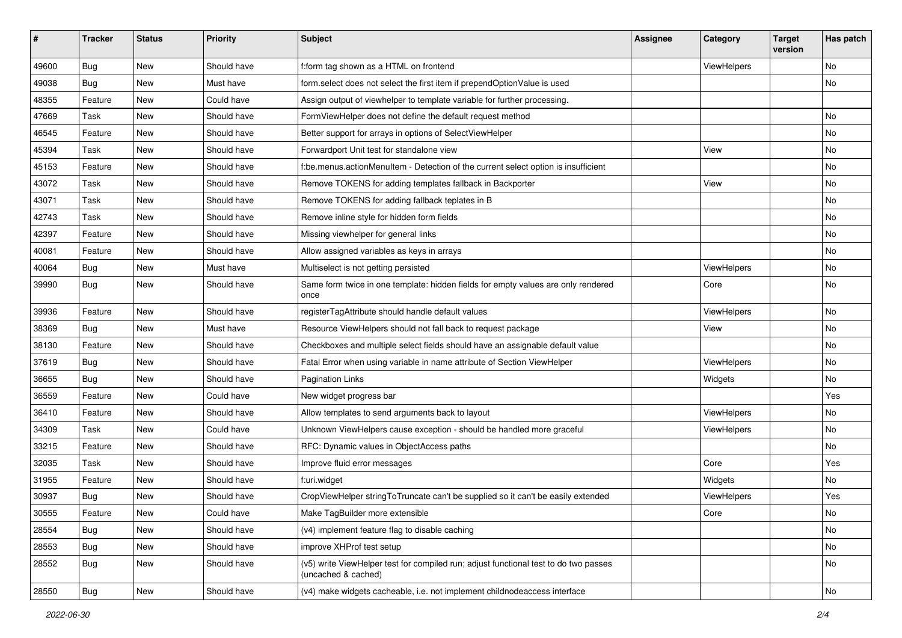| # | Tracker | Status | Priority | Subject | Assignee | Category | Target version | Has patch |
|---|---|---|---|---|---|---|---|---|
| 49600 | Bug | New | Should have | f:form tag shown as a HTML on frontend | | ViewHelpers | | No |
| 49038 | Bug | New | Must have | form.select does not select the first item if prependOptionValue is used | | | | No |
| 48355 | Feature | New | Could have | Assign output of viewhelper to template variable for further processing. | | | | |
| 47669 | Task | New | Should have | FormViewHelper does not define the default request method | | | | No |
| 46545 | Feature | New | Should have | Better support for arrays in options of SelectViewHelper | | | | No |
| 45394 | Task | New | Should have | Forwardport Unit test for standalone view | | View | | No |
| 45153 | Feature | New | Should have | f:be.menus.actionMenuItem - Detection of the current select option is insufficient | | | | No |
| 43072 | Task | New | Should have | Remove TOKENS for adding templates fallback in Backporter | | View | | No |
| 43071 | Task | New | Should have | Remove TOKENS for adding fallback teplates in B | | | | No |
| 42743 | Task | New | Should have | Remove inline style for hidden form fields | | | | No |
| 42397 | Feature | New | Should have | Missing viewhelper for general links | | | | No |
| 40081 | Feature | New | Should have | Allow assigned variables as keys in arrays | | | | No |
| 40064 | Bug | New | Must have | Multiselect is not getting persisted | | ViewHelpers | | No |
| 39990 | Bug | New | Should have | Same form twice in one template: hidden fields for empty values are only rendered once | | Core | | No |
| 39936 | Feature | New | Should have | registerTagAttribute should handle default values | | ViewHelpers | | No |
| 38369 | Bug | New | Must have | Resource ViewHelpers should not fall back to request package | | View | | No |
| 38130 | Feature | New | Should have | Checkboxes and multiple select fields should have an assignable default value | | | | No |
| 37619 | Bug | New | Should have | Fatal Error when using variable in name attribute of Section ViewHelper | | ViewHelpers | | No |
| 36655 | Bug | New | Should have | Pagination Links | | Widgets | | No |
| 36559 | Feature | New | Could have | New widget progress bar | | | | Yes |
| 36410 | Feature | New | Should have | Allow templates to send arguments back to layout | | ViewHelpers | | No |
| 34309 | Task | New | Could have | Unknown ViewHelpers cause exception - should be handled more graceful | | ViewHelpers | | No |
| 33215 | Feature | New | Should have | RFC: Dynamic values in ObjectAccess paths | | | | No |
| 32035 | Task | New | Should have | Improve fluid error messages | | Core | | Yes |
| 31955 | Feature | New | Should have | f:uri.widget | | Widgets | | No |
| 30937 | Bug | New | Should have | CropViewHelper stringToTruncate can't be supplied so it can't be easily extended | | ViewHelpers | | Yes |
| 30555 | Feature | New | Could have | Make TagBuilder more extensible | | Core | | No |
| 28554 | Bug | New | Should have | (v4) implement feature flag to disable caching | | | | No |
| 28553 | Bug | New | Should have | improve XHProf test setup | | | | No |
| 28552 | Bug | New | Should have | (v5) write ViewHelper test for compiled run; adjust functional test to do two passes (uncached & cached) | | | | No |
| 28550 | Bug | New | Should have | (v4) make widgets cacheable, i.e. not implement childnodeaccess interface | | | | No |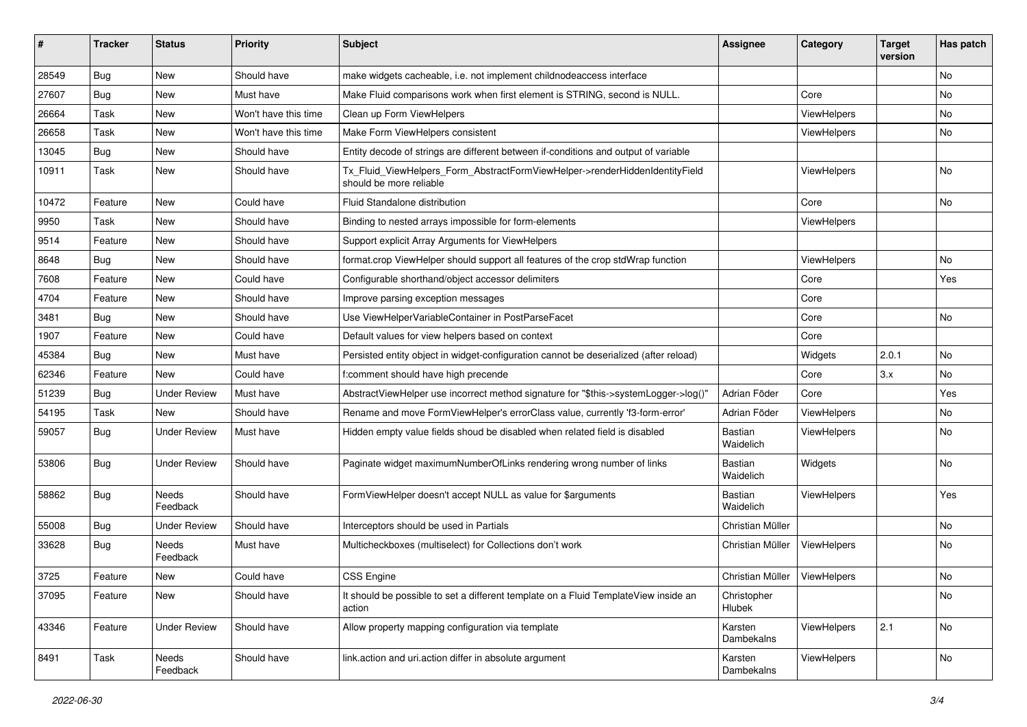| # | Tracker | Status | Priority | Subject | Assignee | Category | Target version | Has patch |
|---|---|---|---|---|---|---|---|---|
| 28549 | Bug | New | Should have | make widgets cacheable, i.e. not implement childnodeaccess interface | | | | No |
| 27607 | Bug | New | Must have | Make Fluid comparisons work when first element is STRING, second is NULL. | | Core | | No |
| 26664 | Task | New | Won't have this time | Clean up Form ViewHelpers | | ViewHelpers | | No |
| 26658 | Task | New | Won't have this time | Make Form ViewHelpers consistent | | ViewHelpers | | No |
| 13045 | Bug | New | Should have | Entity decode of strings are different between if-conditions and output of variable | | | | |
| 10911 | Task | New | Should have | Tx_Fluid_ViewHelpers_Form_AbstractFormViewHelper->renderHiddenIdentityField should be more reliable | | ViewHelpers | | No |
| 10472 | Feature | New | Could have | Fluid Standalone distribution | | Core | | No |
| 9950 | Task | New | Should have | Binding to nested arrays impossible for form-elements | | ViewHelpers | | |
| 9514 | Feature | New | Should have | Support explicit Array Arguments for ViewHelpers | | | | |
| 8648 | Bug | New | Should have | format.crop ViewHelper should support all features of the crop stdWrap function | | ViewHelpers | | No |
| 7608 | Feature | New | Could have | Configurable shorthand/object accessor delimiters | | Core | | Yes |
| 4704 | Feature | New | Should have | Improve parsing exception messages | | Core | | |
| 3481 | Bug | New | Should have | Use ViewHelperVariableContainer in PostParseFacet | | Core | | No |
| 1907 | Feature | New | Could have | Default values for view helpers based on context | | Core | | |
| 45384 | Bug | New | Must have | Persisted entity object in widget-configuration cannot be deserialized (after reload) | | Widgets | 2.0.1 | No |
| 62346 | Feature | New | Could have | f:comment should have high precende | | Core | 3.x | No |
| 51239 | Bug | Under Review | Must have | AbstractViewHelper use incorrect method signature for "$this->systemLogger->log()" | Adrian Föder | Core | | Yes |
| 54195 | Task | New | Should have | Rename and move FormViewHelper's errorClass value, currently 'f3-form-error' | Adrian Föder | ViewHelpers | | No |
| 59057 | Bug | Under Review | Must have | Hidden empty value fields shoud be disabled when related field is disabled | Bastian Waidelich | ViewHelpers | | No |
| 53806 | Bug | Under Review | Should have | Paginate widget maximumNumberOfLinks rendering wrong number of links | Bastian Waidelich | Widgets | | No |
| 58862 | Bug | Needs Feedback | Should have | FormViewHelper doesn't accept NULL as value for $arguments | Bastian Waidelich | ViewHelpers | | Yes |
| 55008 | Bug | Under Review | Should have | Interceptors should be used in Partials | Christian Müller | | | No |
| 33628 | Bug | Needs Feedback | Must have | Multicheckboxes (multiselect) for Collections don't work | Christian Müller | ViewHelpers | | No |
| 3725 | Feature | New | Could have | CSS Engine | Christian Müller | ViewHelpers | | No |
| 37095 | Feature | New | Should have | It should be possible to set a different template on a Fluid TemplateView inside an action | Christopher Hlubek | | | No |
| 43346 | Feature | Under Review | Should have | Allow property mapping configuration via template | Karsten Dambekalns | ViewHelpers | 2.1 | No |
| 8491 | Task | Needs Feedback | Should have | link.action and uri.action differ in absolute argument | Karsten Dambekalns | ViewHelpers | | No |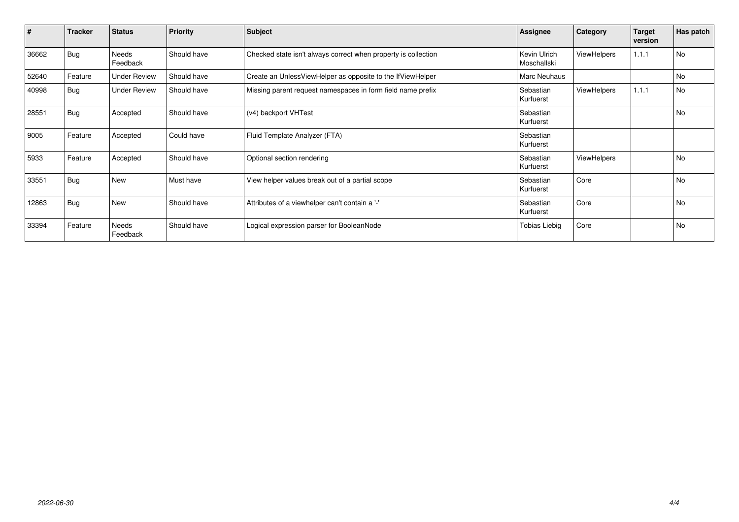| # | Tracker | Status | Priority | Subject | Assignee | Category | Target version | Has patch |
|---|---|---|---|---|---|---|---|---|
| 36662 | Bug | Needs Feedback | Should have | Checked state isn't always correct when property is collection | Kevin Ulrich Moschallski | ViewHelpers | 1.1.1 | No |
| 52640 | Feature | Under Review | Should have | Create an UnlessViewHelper as opposite to the IfViewHelper | Marc Neuhaus | | | No |
| 40998 | Bug | Under Review | Should have | Missing parent request namespaces in form field name prefix | Sebastian Kurfuerst | ViewHelpers | 1.1.1 | No |
| 28551 | Bug | Accepted | Should have | (v4) backport VHTest | Sebastian Kurfuerst | | | No |
| 9005 | Feature | Accepted | Could have | Fluid Template Analyzer (FTA) | Sebastian Kurfuerst | | | |
| 5933 | Feature | Accepted | Should have | Optional section rendering | Sebastian Kurfuerst | ViewHelpers | | No |
| 33551 | Bug | New | Must have | View helper values break out of a partial scope | Sebastian Kurfuerst | Core | | No |
| 12863 | Bug | New | Should have | Attributes of a viewhelper can't contain a '-' | Sebastian Kurfuerst | Core | | No |
| 33394 | Feature | Needs Feedback | Should have | Logical expression parser for BooleanNode | Tobias Liebig | Core | | No |

*2022-06-30*